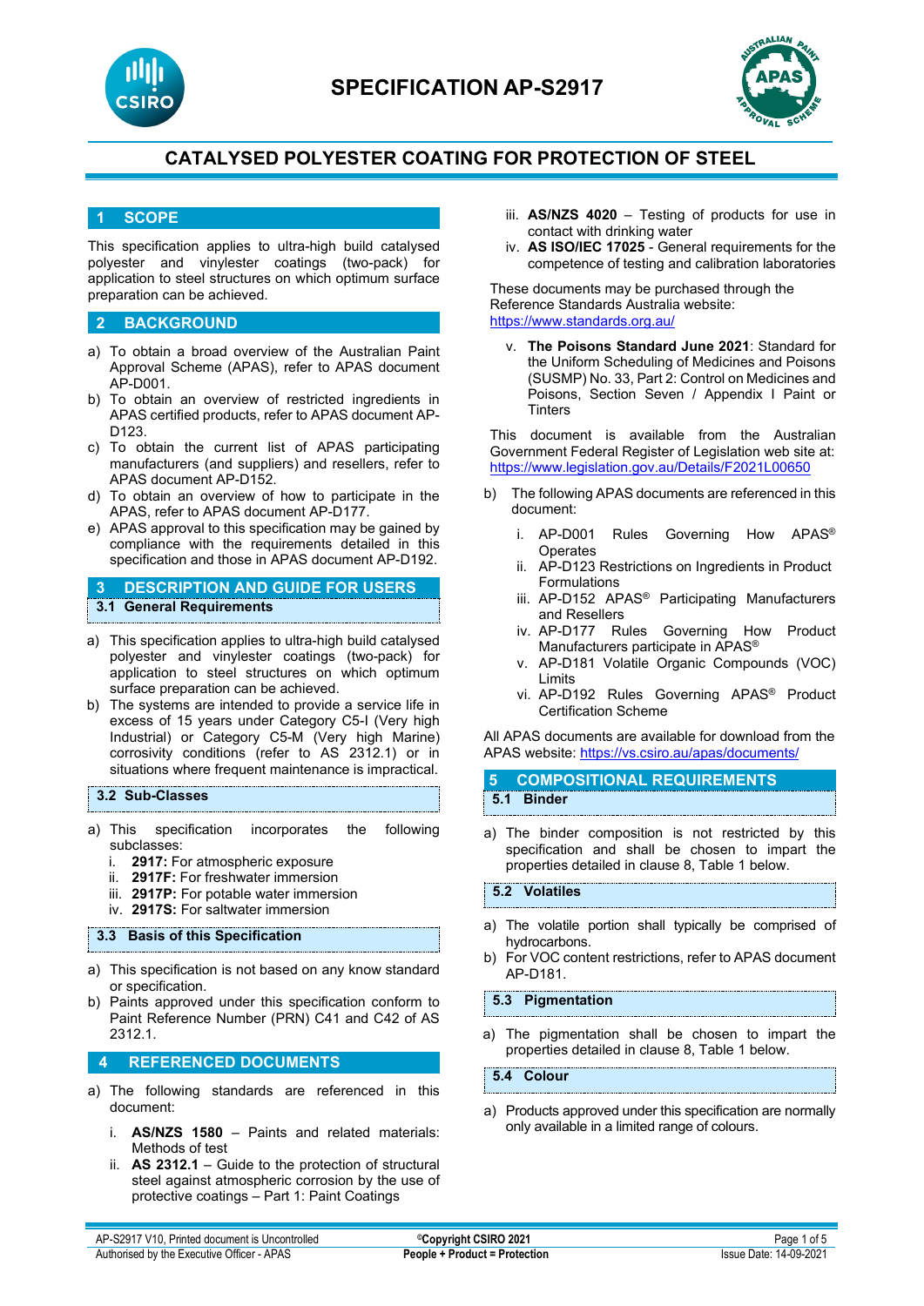# SPECIFICATION AP-S2917

## CATALYSED POLYESTER COATING FOR PROTECTION OF STEEL

## 1 SCOPE

This specification applies to ultra-high build catalysed polyester and vinylester coatings (two-pack) for application to steel structures on which optimum surface preparation can be achieved.

## 2 BACKGROUND

a) To obtain a broad overview of the Australian Paint Approval Scheme (APAS), refer to APAS document AP-D001.
b) To obtain an overview of restricted ingredients in APAS certified products, refer to APAS document AP-D123.
c) To obtain the current list of APAS participating manufacturers (and suppliers) and resellers, refer to APAS document AP-D152.
d) To obtain an overview of how to participate in the APAS, refer to APAS document AP-D177.
e) APAS approval to this specification may be gained by compliance with the requirements detailed in this specification and those in APAS document AP-D192.

## 3 DESCRIPTION AND GUIDE FOR USERS

### 3.1 General Requirements

a) This specification applies to ultra-high build catalysed polyester and vinylester coatings (two-pack) for application to steel structures on which optimum surface preparation can be achieved.
b) The systems are intended to provide a service life in excess of 15 years under Category C5-I (Very high Industrial) or Category C5-M (Very high Marine) corrosivity conditions (refer to AS 2312.1) or in situations where frequent maintenance is impractical.

### 3.2 Sub-Classes

a) This specification incorporates the following subclasses:
   i. **2917:** For atmospheric exposure
   ii. **2917F:** For freshwater immersion
   iii. **2917P:** For potable water immersion
   iv. **2917S:** For saltwater immersion

### 3.3 Basis of this Specification

a) This specification is not based on any know standard or specification.
b) Paints approved under this specification conform to Paint Reference Number (PRN) C41 and C42 of AS 2312.1.

## 4 REFERENCED DOCUMENTS

a) The following standards are referenced in this document:

   i. **AS/NZS 1580** – Paints and related materials: Methods of test
   ii. **AS 2312.1** – Guide to the protection of structural steel against atmospheric corrosion by the use of protective coatings – Part 1: Paint Coatings
   iii. **AS/NZS 4020** – Testing of products for use in contact with drinking water
   iv. **AS ISO/IEC 17025** - General requirements for the competence of testing and calibration laboratories

These documents may be purchased through the Reference Standards Australia website: https://www.standards.org.au/

   v. **The Poisons Standard June 2021**: Standard for the Uniform Scheduling of Medicines and Poisons (SUSMP) No. 33, Part 2: Control on Medicines and Poisons, Section Seven / Appendix I Paint or Tinters

This document is available from the Australian Government Federal Register of Legislation web site at: https://www.legislation.gov.au/Details/F2021L00650

b) The following APAS documents are referenced in this document:

   i. AP-D001 Rules Governing How APAS® Operates
   ii. AP-D123 Restrictions on Ingredients in Product Formulations
   iii. AP-D152 APAS® Participating Manufacturers and Resellers
   iv. AP-D177 Rules Governing How Product Manufacturers participate in APAS®
   v. AP-D181 Volatile Organic Compounds (VOC) Limits
   vi. AP-D192 Rules Governing APAS® Product Certification Scheme

All APAS documents are available for download from the APAS website: https://vs.csiro.au/apas/documents/

## 5 COMPOSITIONAL REQUIREMENTS

### 5.1 Binder

a) The binder composition is not restricted by this specification and shall be chosen to impart the properties detailed in clause 8, Table 1 below.

### 5.2 Volatiles

a) The volatile portion shall typically be comprised of hydrocarbons.
b) For VOC content restrictions, refer to APAS document AP-D181.

### 5.3 Pigmentation

a) The pigmentation shall be chosen to impart the properties detailed in clause 8, Table 1 below.

### 5.4 Colour

a) Products approved under this specification are normally only available in a limited range of colours.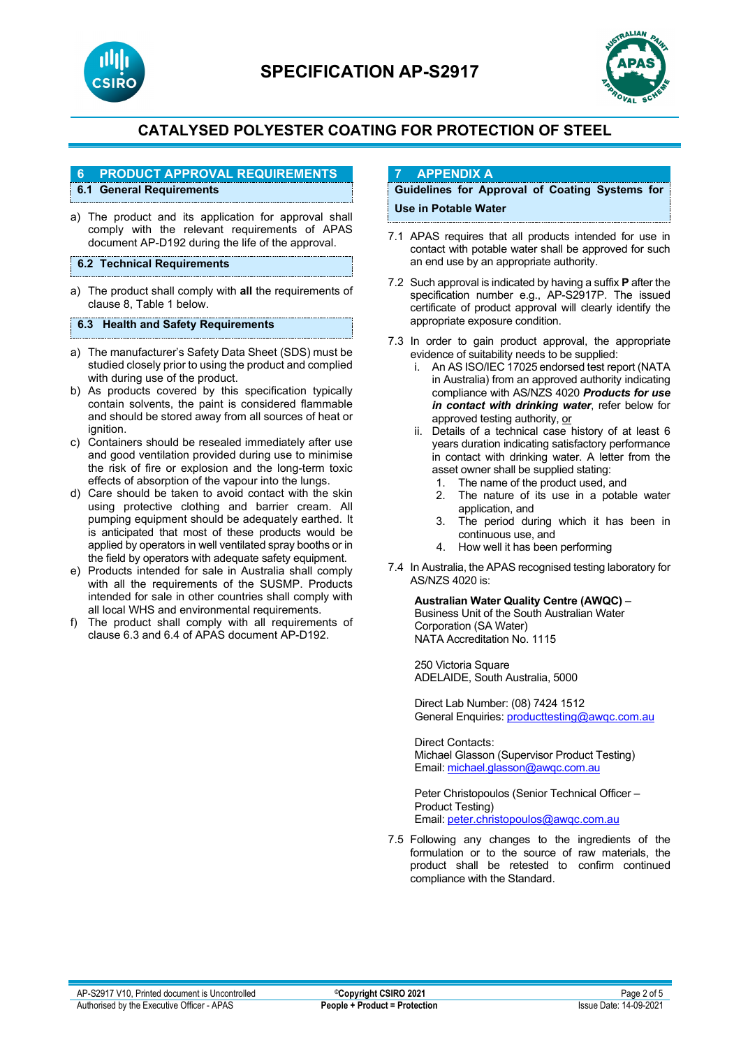## 6 PRODUCT APPROVAL REQUIREMENTS

### 6.1 General Requirements

a) The product and its application for approval shall comply with the relevant requirements of APAS document AP-D192 during the life of the approval.

### 6.2 Technical Requirements

a) The product shall comply with **all** the requirements of clause 8, Table 1 below.

### 6.3 Health and Safety Requirements

a) The manufacturer's Safety Data Sheet (SDS) must be studied closely prior to using the product and complied with during use of the product.
b) As products covered by this specification typically contain solvents, the paint is considered flammable and should be stored away from all sources of heat or ignition.
c) Containers should be resealed immediately after use and good ventilation provided during use to minimise the risk of fire or explosion and the long-term toxic effects of absorption of the vapour into the lungs.
d) Care should be taken to avoid contact with the skin using protective clothing and barrier cream. All pumping equipment should be adequately earthed. It is anticipated that most of these products would be applied by operators in well ventilated spray booths or in the field by operators with adequate safety equipment.
e) Products intended for sale in Australia shall comply with all the requirements of the SUSMP. Products intended for sale in other countries shall comply with all local WHS and environmental requirements.
f) The product shall comply with all requirements of clause 6.3 and 6.4 of APAS document AP-D192.

## 7 APPENDIX A

### Guidelines for Approval of Coating Systems for Use in Potable Water

7.1 APAS requires that all products intended for use in contact with potable water shall be approved for such an end use by an appropriate authority.

7.2 Such approval is indicated by having a suffix **P** after the specification number e.g., AP-S2917P. The issued certificate of product approval will clearly identify the appropriate exposure condition.

7.3 In order to gain product approval, the appropriate evidence of suitability needs to be supplied:
   i. An AS ISO/IEC 17025 endorsed test report (NATA in Australia) from an approved authority indicating compliance with AS/NZS 4020 ***Products for use in contact with drinking water***, refer below for approved testing authority, or
   ii. Details of a technical case history of at least 6 years duration indicating satisfactory performance in contact with drinking water. A letter from the asset owner shall be supplied stating:
      1. The name of the product used, and
      2. The nature of its use in a potable water application, and
      3. The period during which it has been in continuous use, and
      4. How well it has been performing

7.4 In Australia, the APAS recognised testing laboratory for AS/NZS 4020 is:

**Australian Water Quality Centre (AWQC)** –
Business Unit of the South Australian Water Corporation (SA Water)
NATA Accreditation No. 1115

250 Victoria Square
ADELAIDE, South Australia, 5000

Direct Lab Number: (08) 7424 1512
General Enquiries: producttesting@awqc.com.au

Direct Contacts:
Michael Glasson (Supervisor Product Testing)
Email: michael.glasson@awqc.com.au

Peter Christopoulos (Senior Technical Officer – Product Testing)
Email: peter.christopoulos@awqc.com.au

7.5 Following any changes to the ingredients of the formulation or to the source of raw materials, the product shall be retested to confirm continued compliance with the Standard.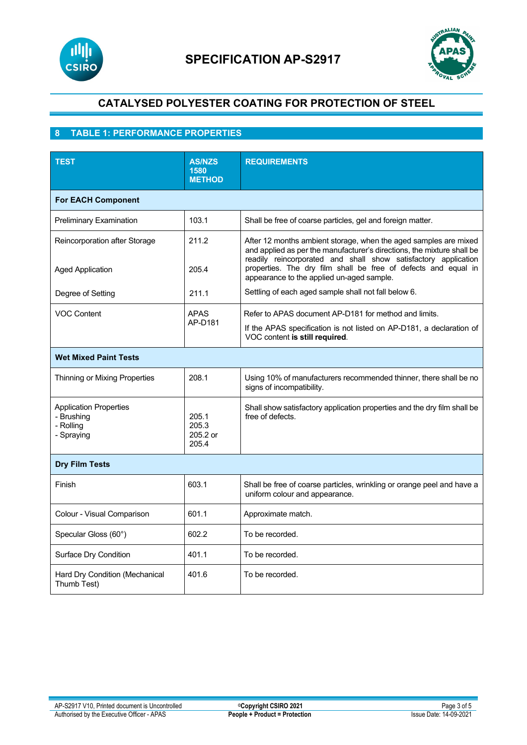# SPECIFICATION AP-S2917

## CATALYSED POLYESTER COATING FOR PROTECTION OF STEEL

## 8 TABLE 1: PERFORMANCE PROPERTIES

| TEST | AS/NZS 1580 METHOD | REQUIREMENTS |
|---|---|---|
| **For EACH Component** | | |
| Preliminary Examination | 103.1 | Shall be free of coarse particles, gel and foreign matter. |
| Reincorporation after Storage | 211.2 | After 12 months ambient storage, when the aged samples are mixed and applied as per the manufacturer's directions, the mixture shall be readily reincorporated and shall show satisfactory application properties. The dry film shall be free of defects and equal in appearance to the applied un-aged sample. |
| Aged Application | 205.4 | |
| Degree of Setting | 211.1 | Settling of each aged sample shall not fall below 6. |
| VOC Content | APAS AP-D181 | Refer to APAS document AP-D181 for method and limits.<br>If the APAS specification is not listed on AP-D181, a declaration of VOC content **is still required**. |
| **Wet Mixed Paint Tests** | | |
| Thinning or Mixing Properties | 208.1 | Using 10% of manufacturers recommended thinner, there shall be no signs of incompatibility. |
| Application Properties<br>- Brushing<br>- Rolling<br>- Spraying | <br>205.1<br>205.3<br>205.2 or 205.4 | Shall show satisfactory application properties and the dry film shall be free of defects. |
| **Dry Film Tests** | | |
| Finish | 603.1 | Shall be free of coarse particles, wrinkling or orange peel and have a uniform colour and appearance. |
| Colour - Visual Comparison | 601.1 | Approximate match. |
| Specular Gloss (60°) | 602.2 | To be recorded. |
| Surface Dry Condition | 401.1 | To be recorded. |
| Hard Dry Condition (Mechanical Thumb Test) | 401.6 | To be recorded. |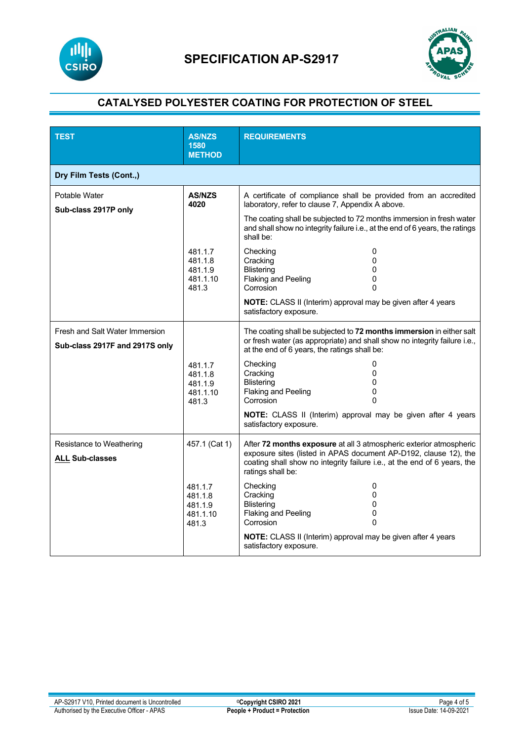# SPECIFICATION AP-S2917

## CATALYSED POLYESTER COATING FOR PROTECTION OF STEEL

| TEST | AS/NZS 1580 METHOD | REQUIREMENTS | |
|---|---|---|---|
| **Dry Film Tests (Cont.,)** | | | |
| Potable Water<br>**Sub-class 2917P only** | **AS/NZS 4020** | A certificate of compliance shall be provided from an accredited laboratory, refer to clause 7, Appendix A above.<br>The coating shall be subjected to 72 months immersion in fresh water and shall show no integrity failure i.e., at the end of 6 years, the ratings shall be: | |
| | 481.1.7<br>481.1.8<br>481.1.9<br>481.1.10<br>481.3 | Checking<br>Cracking<br>Blistering<br>Flaking and Peeling<br>Corrosion | 0<br>0<br>0<br>0<br>0 |
| | | **NOTE:** CLASS II (Interim) approval may be given after 4 years satisfactory exposure. | |
| Fresh and Salt Water Immersion<br>**Sub-class 2917F and 2917S only** | | The coating shall be subjected to **72 months immersion** in either salt or fresh water (as appropriate) and shall show no integrity failure i.e., at the end of 6 years, the ratings shall be: | |
| | 481.1.7<br>481.1.8<br>481.1.9<br>481.1.10<br>481.3 | Checking<br>Cracking<br>Blistering<br>Flaking and Peeling<br>Corrosion | 0<br>0<br>0<br>0<br>0 |
| | | **NOTE:** CLASS II (Interim) approval may be given after 4 years satisfactory exposure. | |
| Resistance to Weathering<br>**ALL Sub-classes** | 457.1 (Cat 1) | After **72 months exposure** at all 3 atmospheric exterior atmospheric exposure sites (listed in APAS document AP-D192, clause 12), the coating shall show no integrity failure i.e., at the end of 6 years, the ratings shall be: | |
| | 481.1.7<br>481.1.8<br>481.1.9<br>481.1.10<br>481.3 | Checking<br>Cracking<br>Blistering<br>Flaking and Peeling<br>Corrosion | 0<br>0<br>0<br>0<br>0 |
| | | **NOTE:** CLASS II (Interim) approval may be given after 4 years satisfactory exposure. | |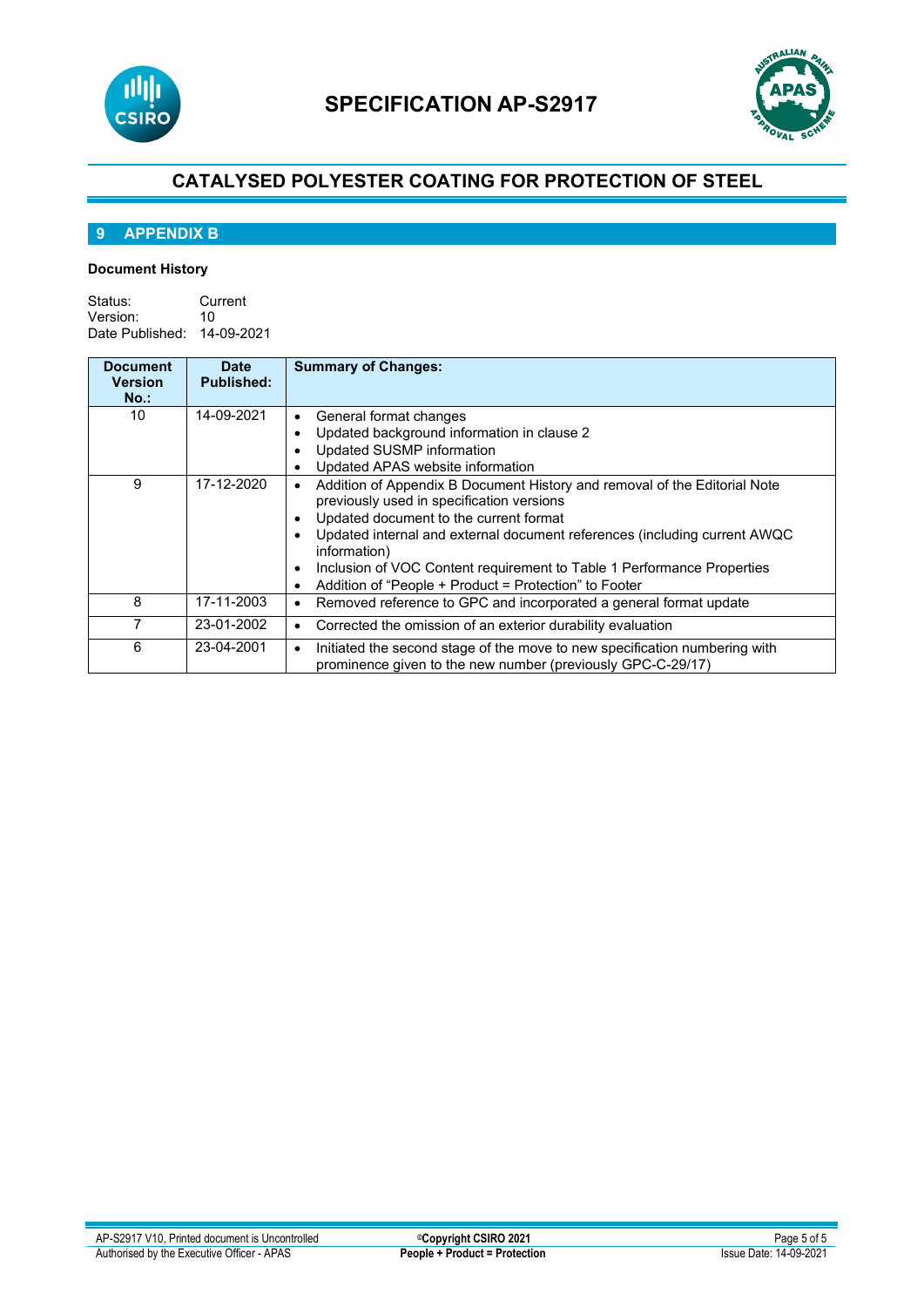## 9 APPENDIX B

**Document History**

Status: Current
Version: 10
Date Published: 14-09-2021

| Document Version No.: | Date Published: | Summary of Changes: |
|---|---|---|
| 10 | 14-09-2021 | • General format changes<br>• Updated background information in clause 2<br>• Updated SUSMP information<br>• Updated APAS website information |
| 9 | 17-12-2020 | • Addition of Appendix B Document History and removal of the Editorial Note previously used in specification versions<br>• Updated document to the current format<br>• Updated internal and external document references (including current AWQC information)<br>• Inclusion of VOC Content requirement to Table 1 Performance Properties<br>• Addition of "People + Product = Protection" to Footer |
| 8 | 17-11-2003 | • Removed reference to GPC and incorporated a general format update |
| 7 | 23-01-2002 | • Corrected the omission of an exterior durability evaluation |
| 6 | 23-04-2001 | • Initiated the second stage of the move to new specification numbering with prominence given to the new number (previously GPC-C-29/17) |